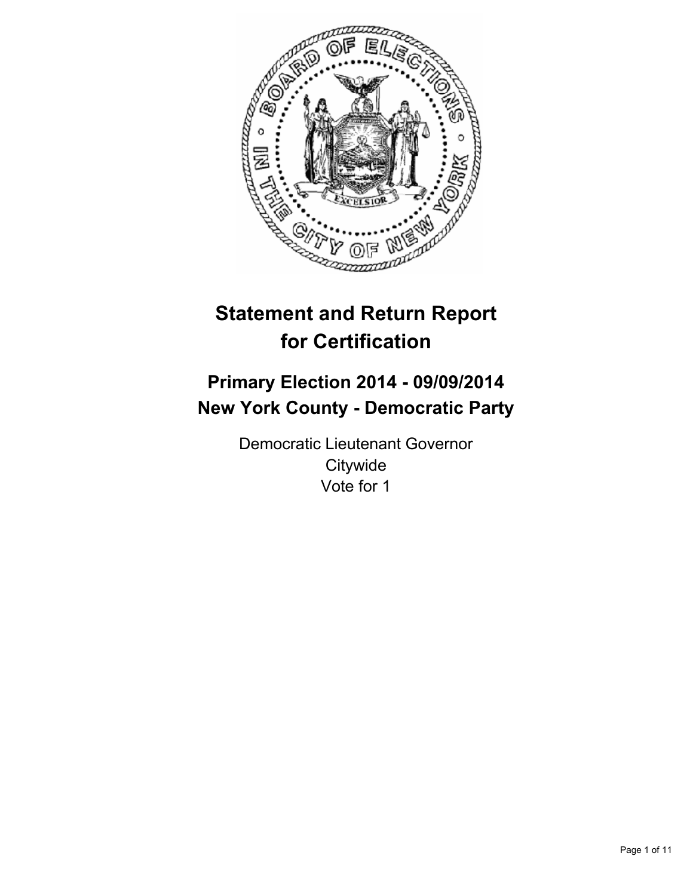# Statement and Return Report for Certification

## Primary Election 2014 - 09/09/2014
## New York County - Democratic Party

Democratic Lieutenant Governor
Citywide
Vote for 1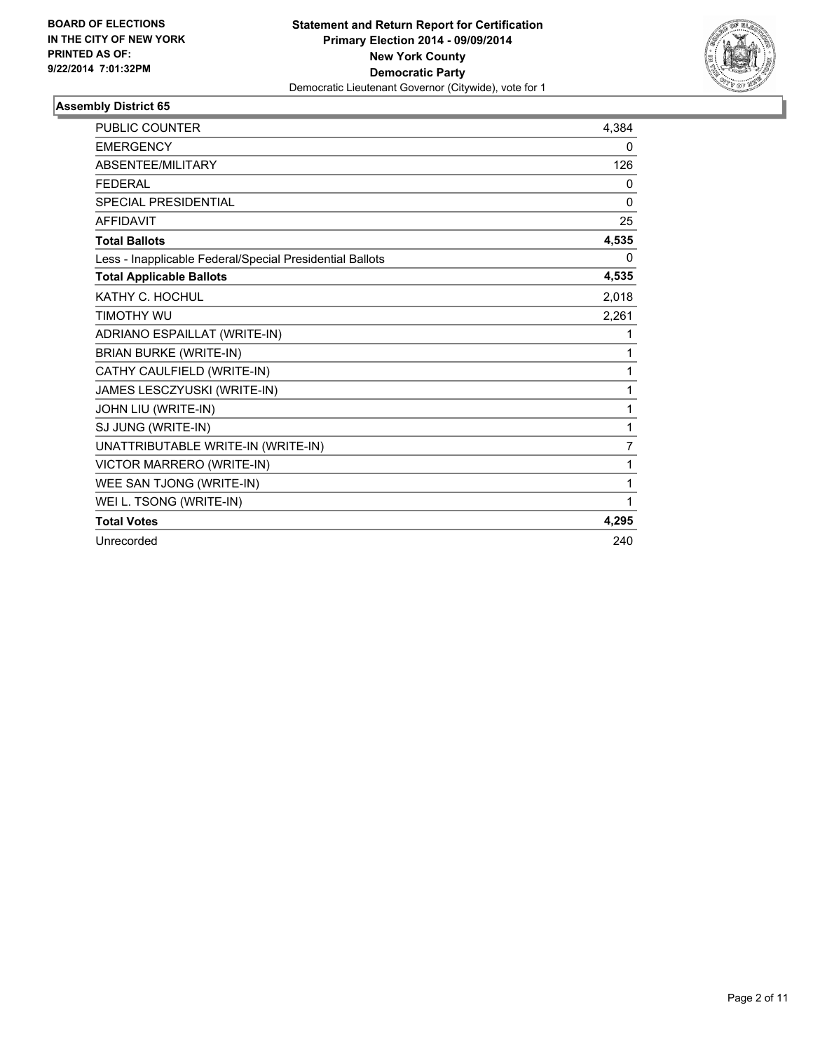**BOARD OF ELECTIONS**
**IN THE CITY OF NEW YORK**
**PRINTED AS OF:**
**9/22/2014 7:01:32PM**

**Statement and Return Report for Certification**
**Primary Election 2014 - 09/09/2014**
**New York County**
**Democratic Party**
Democratic Lieutenant Governor (Citywide), vote for 1

### Assembly District 65

| | |
|---|---|
| PUBLIC COUNTER | 4,384 |
| EMERGENCY | 0 |
| ABSENTEE/MILITARY | 126 |
| FEDERAL | 0 |
| SPECIAL PRESIDENTIAL | 0 |
| AFFIDAVIT | 25 |
| **Total Ballots** | **4,535** |
| Less - Inapplicable Federal/Special Presidential Ballots | 0 |
| **Total Applicable Ballots** | **4,535** |
| KATHY C. HOCHUL | 2,018 |
| TIMOTHY WU | 2,261 |
| ADRIANO ESPAILLAT (WRITE-IN) | 1 |
| BRIAN BURKE (WRITE-IN) | 1 |
| CATHY CAULFIELD (WRITE-IN) | 1 |
| JAMES LESCZYUSKI (WRITE-IN) | 1 |
| JOHN LIU (WRITE-IN) | 1 |
| SJ JUNG (WRITE-IN) | 1 |
| UNATTRIBUTABLE WRITE-IN (WRITE-IN) | 7 |
| VICTOR MARRERO (WRITE-IN) | 1 |
| WEE SAN TJONG (WRITE-IN) | 1 |
| WEI L. TSONG (WRITE-IN) | 1 |
| **Total Votes** | **4,295** |
| Unrecorded | 240 |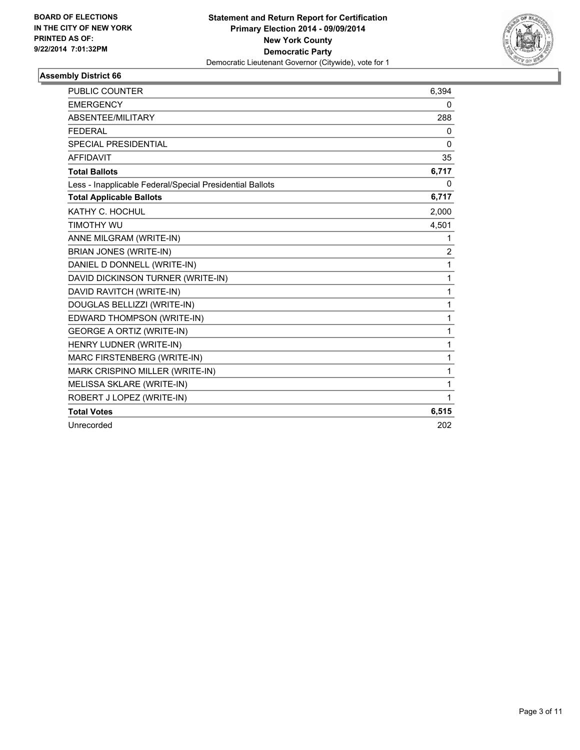BOARD OF ELECTIONS
IN THE CITY OF NEW YORK
PRINTED AS OF:
9/22/2014 7:01:32PM

**Statement and Return Report for Certification**
**Primary Election 2014 - 09/09/2014**
**New York County**
**Democratic Party**
Democratic Lieutenant Governor (Citywide), vote for 1

### Assembly District 66

| | |
|---|---|
| PUBLIC COUNTER | 6,394 |
| EMERGENCY | 0 |
| ABSENTEE/MILITARY | 288 |
| FEDERAL | 0 |
| SPECIAL PRESIDENTIAL | 0 |
| AFFIDAVIT | 35 |
| **Total Ballots** | **6,717** |
| Less - Inapplicable Federal/Special Presidential Ballots | 0 |
| **Total Applicable Ballots** | **6,717** |
| KATHY C. HOCHUL | 2,000 |
| TIMOTHY WU | 4,501 |
| ANNE MILGRAM (WRITE-IN) | 1 |
| BRIAN JONES (WRITE-IN) | 2 |
| DANIEL D DONNELL (WRITE-IN) | 1 |
| DAVID DICKINSON TURNER (WRITE-IN) | 1 |
| DAVID RAVITCH (WRITE-IN) | 1 |
| DOUGLAS BELLIZZI (WRITE-IN) | 1 |
| EDWARD THOMPSON (WRITE-IN) | 1 |
| GEORGE A ORTIZ (WRITE-IN) | 1 |
| HENRY LUDNER (WRITE-IN) | 1 |
| MARC FIRSTENBERG (WRITE-IN) | 1 |
| MARK CRISPINO MILLER (WRITE-IN) | 1 |
| MELISSA SKLARE (WRITE-IN) | 1 |
| ROBERT J LOPEZ (WRITE-IN) | 1 |
| **Total Votes** | **6,515** |
| Unrecorded | 202 |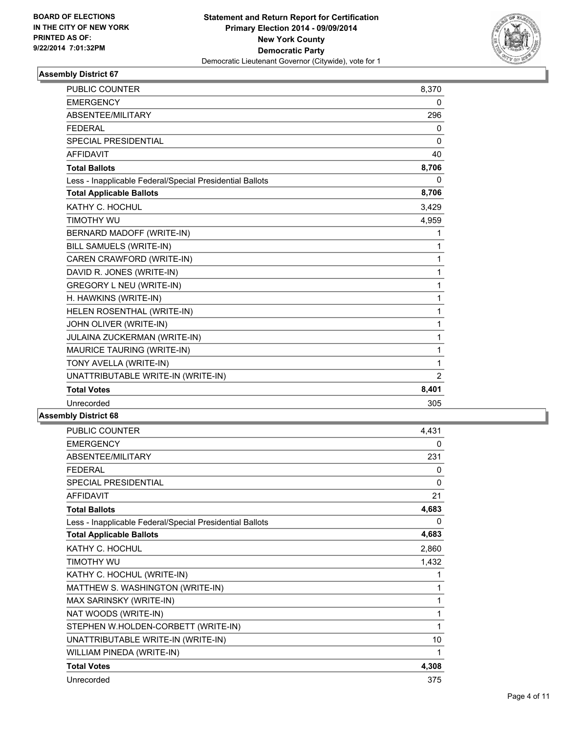**BOARD OF ELECTIONS**
**IN THE CITY OF NEW YORK**
**PRINTED AS OF:**
**9/22/2014 7:01:32PM**

**Statement and Return Report for Certification**
**Primary Election 2014 - 09/09/2014**
**New York County**
**Democratic Party**
Democratic Lieutenant Governor (Citywide), vote for 1

### Assembly District 67

| | |
|---|---|
| PUBLIC COUNTER | 8,370 |
| EMERGENCY | 0 |
| ABSENTEE/MILITARY | 296 |
| FEDERAL | 0 |
| SPECIAL PRESIDENTIAL | 0 |
| AFFIDAVIT | 40 |
| **Total Ballots** | **8,706** |
| Less - Inapplicable Federal/Special Presidential Ballots | 0 |
| **Total Applicable Ballots** | **8,706** |
| KATHY C. HOCHUL | 3,429 |
| TIMOTHY WU | 4,959 |
| BERNARD MADOFF (WRITE-IN) | 1 |
| BILL SAMUELS (WRITE-IN) | 1 |
| CAREN CRAWFORD (WRITE-IN) | 1 |
| DAVID R. JONES (WRITE-IN) | 1 |
| GREGORY L NEU (WRITE-IN) | 1 |
| H. HAWKINS (WRITE-IN) | 1 |
| HELEN ROSENTHAL (WRITE-IN) | 1 |
| JOHN OLIVER (WRITE-IN) | 1 |
| JULAINA ZUCKERMAN (WRITE-IN) | 1 |
| MAURICE TAURING (WRITE-IN) | 1 |
| TONY AVELLA (WRITE-IN) | 1 |
| UNATTRIBUTABLE WRITE-IN (WRITE-IN) | 2 |
| **Total Votes** | **8,401** |
| Unrecorded | 305 |

### Assembly District 68

| | |
|---|---|
| PUBLIC COUNTER | 4,431 |
| EMERGENCY | 0 |
| ABSENTEE/MILITARY | 231 |
| FEDERAL | 0 |
| SPECIAL PRESIDENTIAL | 0 |
| AFFIDAVIT | 21 |
| **Total Ballots** | **4,683** |
| Less - Inapplicable Federal/Special Presidential Ballots | 0 |
| **Total Applicable Ballots** | **4,683** |
| KATHY C. HOCHUL | 2,860 |
| TIMOTHY WU | 1,432 |
| KATHY C. HOCHUL (WRITE-IN) | 1 |
| MATTHEW S. WASHINGTON (WRITE-IN) | 1 |
| MAX SARINSKY (WRITE-IN) | 1 |
| NAT WOODS (WRITE-IN) | 1 |
| STEPHEN W.HOLDEN-CORBETT (WRITE-IN) | 1 |
| UNATTRIBUTABLE WRITE-IN (WRITE-IN) | 10 |
| WILLIAM PINEDA (WRITE-IN) | 1 |
| **Total Votes** | **4,308** |
| Unrecorded | 375 |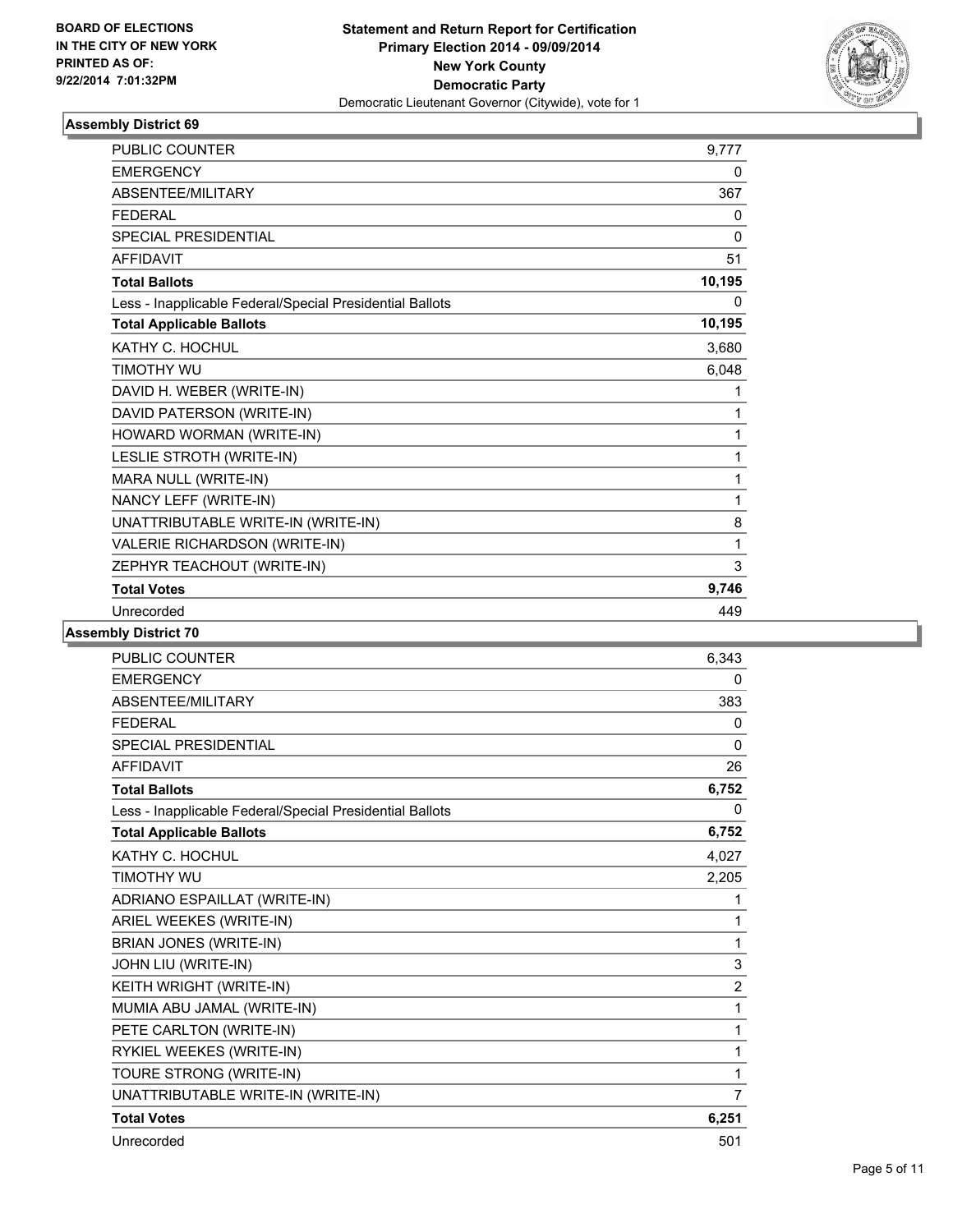BOARD OF ELECTIONS
IN THE CITY OF NEW YORK
PRINTED AS OF:
9/22/2014 7:01:32PM

**Statement and Return Report for Certification**
**Primary Election 2014 - 09/09/2014**
**New York County**
**Democratic Party**
Democratic Lieutenant Governor (Citywide), vote for 1

### Assembly District 69

| | |
|---|---|
| PUBLIC COUNTER | 9,777 |
| EMERGENCY | 0 |
| ABSENTEE/MILITARY | 367 |
| FEDERAL | 0 |
| SPECIAL PRESIDENTIAL | 0 |
| AFFIDAVIT | 51 |
| **Total Ballots** | **10,195** |
| Less - Inapplicable Federal/Special Presidential Ballots | 0 |
| **Total Applicable Ballots** | **10,195** |
| KATHY C. HOCHUL | 3,680 |
| TIMOTHY WU | 6,048 |
| DAVID H. WEBER (WRITE-IN) | 1 |
| DAVID PATERSON (WRITE-IN) | 1 |
| HOWARD WORMAN (WRITE-IN) | 1 |
| LESLIE STROTH (WRITE-IN) | 1 |
| MARA NULL (WRITE-IN) | 1 |
| NANCY LEFF (WRITE-IN) | 1 |
| UNATTRIBUTABLE WRITE-IN (WRITE-IN) | 8 |
| VALERIE RICHARDSON (WRITE-IN) | 1 |
| ZEPHYR TEACHOUT (WRITE-IN) | 3 |
| **Total Votes** | **9,746** |
| Unrecorded | 449 |

### Assembly District 70

| | |
|---|---|
| PUBLIC COUNTER | 6,343 |
| EMERGENCY | 0 |
| ABSENTEE/MILITARY | 383 |
| FEDERAL | 0 |
| SPECIAL PRESIDENTIAL | 0 |
| AFFIDAVIT | 26 |
| **Total Ballots** | **6,752** |
| Less - Inapplicable Federal/Special Presidential Ballots | 0 |
| **Total Applicable Ballots** | **6,752** |
| KATHY C. HOCHUL | 4,027 |
| TIMOTHY WU | 2,205 |
| ADRIANO ESPAILLAT (WRITE-IN) | 1 |
| ARIEL WEEKES (WRITE-IN) | 1 |
| BRIAN JONES (WRITE-IN) | 1 |
| JOHN LIU (WRITE-IN) | 3 |
| KEITH WRIGHT (WRITE-IN) | 2 |
| MUMIA ABU JAMAL (WRITE-IN) | 1 |
| PETE CARLTON (WRITE-IN) | 1 |
| RYKIEL WEEKES (WRITE-IN) | 1 |
| TOURE STRONG (WRITE-IN) | 1 |
| UNATTRIBUTABLE WRITE-IN (WRITE-IN) | 7 |
| **Total Votes** | **6,251** |
| Unrecorded | 501 |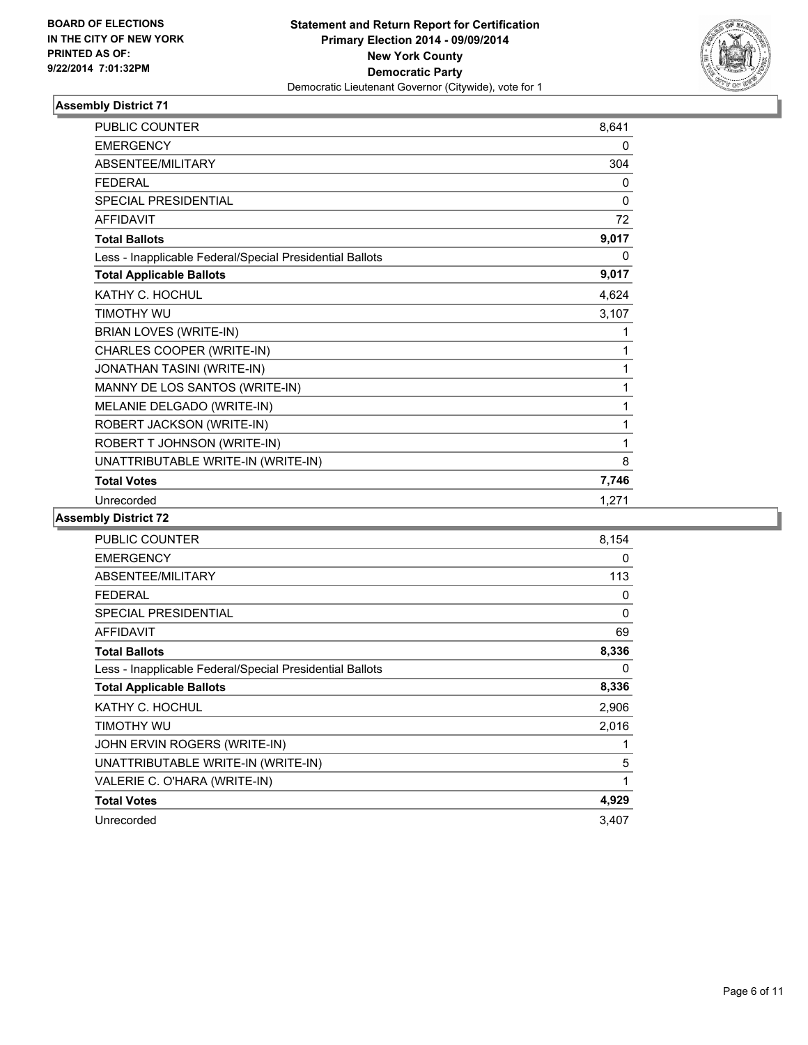BOARD OF ELECTIONS
IN THE CITY OF NEW YORK
PRINTED AS OF:
9/22/2014 7:01:32PM

**Statement and Return Report for Certification**
**Primary Election 2014 - 09/09/2014**
**New York County**
**Democratic Party**
Democratic Lieutenant Governor (Citywide), vote for 1

### Assembly District 71

| | |
|---|---|
| PUBLIC COUNTER | 8,641 |
| EMERGENCY | 0 |
| ABSENTEE/MILITARY | 304 |
| FEDERAL | 0 |
| SPECIAL PRESIDENTIAL | 0 |
| AFFIDAVIT | 72 |
| **Total Ballots** | **9,017** |
| Less - Inapplicable Federal/Special Presidential Ballots | 0 |
| **Total Applicable Ballots** | **9,017** |
| KATHY C. HOCHUL | 4,624 |
| TIMOTHY WU | 3,107 |
| BRIAN LOVES (WRITE-IN) | 1 |
| CHARLES COOPER (WRITE-IN) | 1 |
| JONATHAN TASINI (WRITE-IN) | 1 |
| MANNY DE LOS SANTOS (WRITE-IN) | 1 |
| MELANIE DELGADO (WRITE-IN) | 1 |
| ROBERT JACKSON (WRITE-IN) | 1 |
| ROBERT T JOHNSON (WRITE-IN) | 1 |
| UNATTRIBUTABLE WRITE-IN (WRITE-IN) | 8 |
| **Total Votes** | **7,746** |
| Unrecorded | 1,271 |

### Assembly District 72

| | |
|---|---|
| PUBLIC COUNTER | 8,154 |
| EMERGENCY | 0 |
| ABSENTEE/MILITARY | 113 |
| FEDERAL | 0 |
| SPECIAL PRESIDENTIAL | 0 |
| AFFIDAVIT | 69 |
| **Total Ballots** | **8,336** |
| Less - Inapplicable Federal/Special Presidential Ballots | 0 |
| **Total Applicable Ballots** | **8,336** |
| KATHY C. HOCHUL | 2,906 |
| TIMOTHY WU | 2,016 |
| JOHN ERVIN ROGERS (WRITE-IN) | 1 |
| UNATTRIBUTABLE WRITE-IN (WRITE-IN) | 5 |
| VALERIE C. O'HARA (WRITE-IN) | 1 |
| **Total Votes** | **4,929** |
| Unrecorded | 3,407 |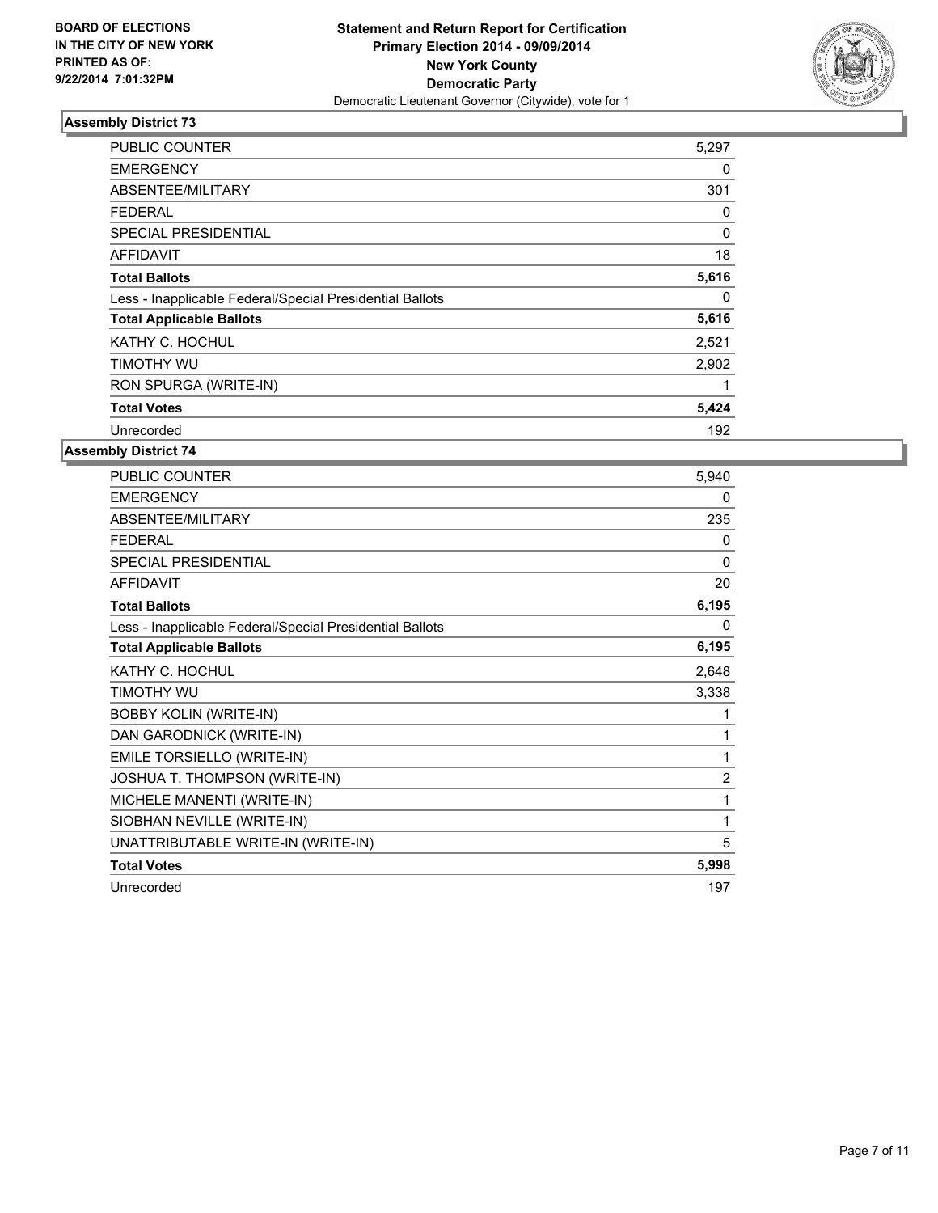BOARD OF ELECTIONS
IN THE CITY OF NEW YORK
PRINTED AS OF:
9/22/2014 7:01:32PM

**Statement and Return Report for Certification**
**Primary Election 2014 - 09/09/2014**
**New York County**
**Democratic Party**
Democratic Lieutenant Governor (Citywide), vote for 1

### Assembly District 73

| | |
|---|---|
| PUBLIC COUNTER | 5,297 |
| EMERGENCY | 0 |
| ABSENTEE/MILITARY | 301 |
| FEDERAL | 0 |
| SPECIAL PRESIDENTIAL | 0 |
| AFFIDAVIT | 18 |
| **Total Ballots** | **5,616** |
| Less - Inapplicable Federal/Special Presidential Ballots | 0 |
| **Total Applicable Ballots** | **5,616** |
| KATHY C. HOCHUL | 2,521 |
| TIMOTHY WU | 2,902 |
| RON SPURGA (WRITE-IN) | 1 |
| **Total Votes** | **5,424** |
| Unrecorded | 192 |

### Assembly District 74

| | |
|---|---|
| PUBLIC COUNTER | 5,940 |
| EMERGENCY | 0 |
| ABSENTEE/MILITARY | 235 |
| FEDERAL | 0 |
| SPECIAL PRESIDENTIAL | 0 |
| AFFIDAVIT | 20 |
| **Total Ballots** | **6,195** |
| Less - Inapplicable Federal/Special Presidential Ballots | 0 |
| **Total Applicable Ballots** | **6,195** |
| KATHY C. HOCHUL | 2,648 |
| TIMOTHY WU | 3,338 |
| BOBBY KOLIN (WRITE-IN) | 1 |
| DAN GARODNICK (WRITE-IN) | 1 |
| EMILE TORSIELLO (WRITE-IN) | 1 |
| JOSHUA T. THOMPSON (WRITE-IN) | 2 |
| MICHELE MANENTI (WRITE-IN) | 1 |
| SIOBHAN NEVILLE (WRITE-IN) | 1 |
| UNATTRIBUTABLE WRITE-IN (WRITE-IN) | 5 |
| **Total Votes** | **5,998** |
| Unrecorded | 197 |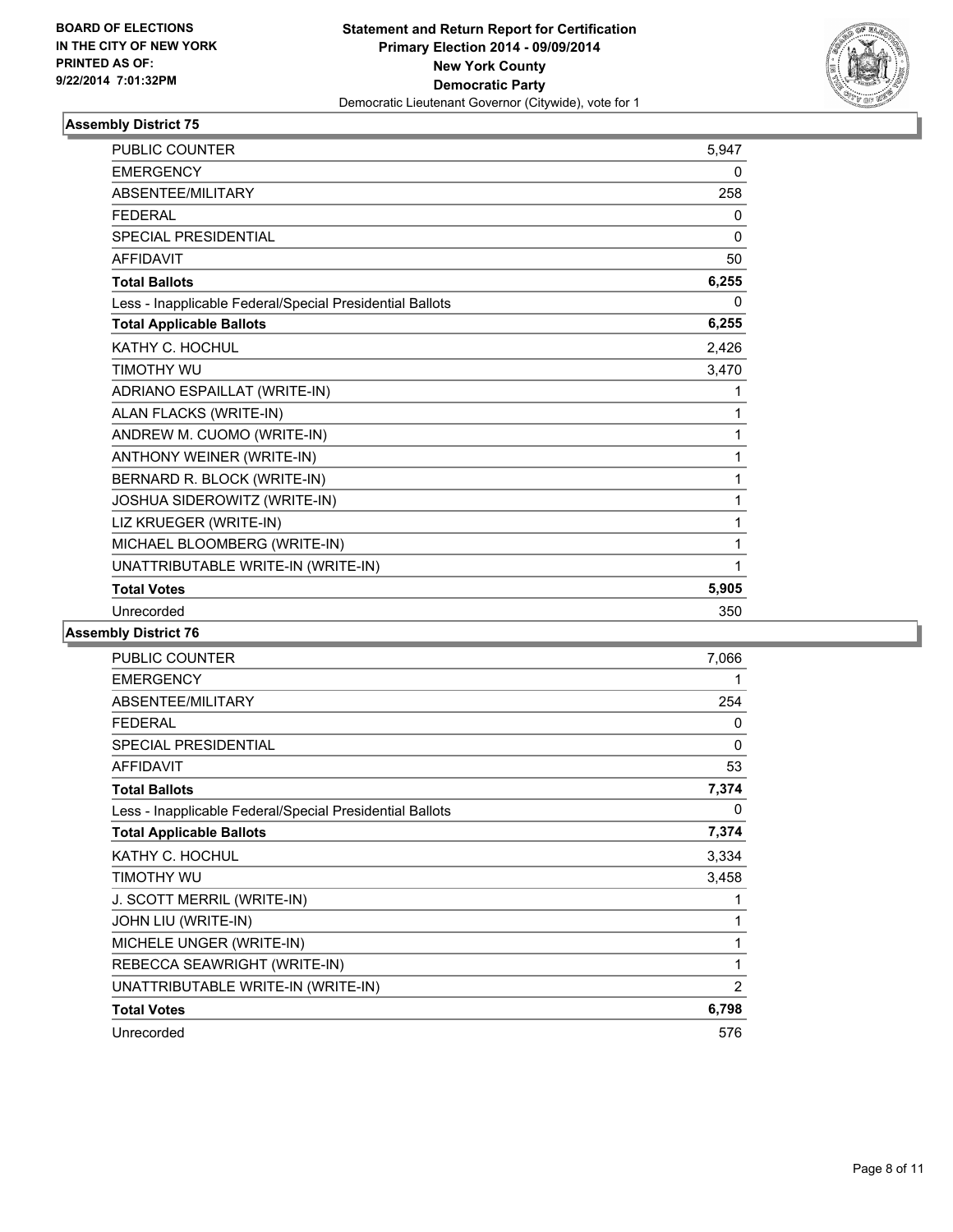**BOARD OF ELECTIONS IN THE CITY OF NEW YORK PRINTED AS OF: 9/22/2014 7:01:32PM**

**Statement and Return Report for Certification**
**Primary Election 2014 - 09/09/2014**
**New York County**
**Democratic Party**
Democratic Lieutenant Governor (Citywide), vote for 1

## Assembly District 75

| | |
|---|---|
| PUBLIC COUNTER | 5,947 |
| EMERGENCY | 0 |
| ABSENTEE/MILITARY | 258 |
| FEDERAL | 0 |
| SPECIAL PRESIDENTIAL | 0 |
| AFFIDAVIT | 50 |
| **Total Ballots** | **6,255** |
| Less - Inapplicable Federal/Special Presidential Ballots | 0 |
| **Total Applicable Ballots** | **6,255** |
| KATHY C. HOCHUL | 2,426 |
| TIMOTHY WU | 3,470 |
| ADRIANO ESPAILLAT (WRITE-IN) | 1 |
| ALAN FLACKS (WRITE-IN) | 1 |
| ANDREW M. CUOMO (WRITE-IN) | 1 |
| ANTHONY WEINER (WRITE-IN) | 1 |
| BERNARD R. BLOCK (WRITE-IN) | 1 |
| JOSHUA SIDEROWITZ (WRITE-IN) | 1 |
| LIZ KRUEGER (WRITE-IN) | 1 |
| MICHAEL BLOOMBERG (WRITE-IN) | 1 |
| UNATTRIBUTABLE WRITE-IN (WRITE-IN) | 1 |
| **Total Votes** | **5,905** |
| Unrecorded | 350 |

## Assembly District 76

| | |
|---|---|
| PUBLIC COUNTER | 7,066 |
| EMERGENCY | 1 |
| ABSENTEE/MILITARY | 254 |
| FEDERAL | 0 |
| SPECIAL PRESIDENTIAL | 0 |
| AFFIDAVIT | 53 |
| **Total Ballots** | **7,374** |
| Less - Inapplicable Federal/Special Presidential Ballots | 0 |
| **Total Applicable Ballots** | **7,374** |
| KATHY C. HOCHUL | 3,334 |
| TIMOTHY WU | 3,458 |
| J. SCOTT MERRIL (WRITE-IN) | 1 |
| JOHN LIU (WRITE-IN) | 1 |
| MICHELE UNGER (WRITE-IN) | 1 |
| REBECCA SEAWRIGHT (WRITE-IN) | 1 |
| UNATTRIBUTABLE WRITE-IN (WRITE-IN) | 2 |
| **Total Votes** | **6,798** |
| Unrecorded | 576 |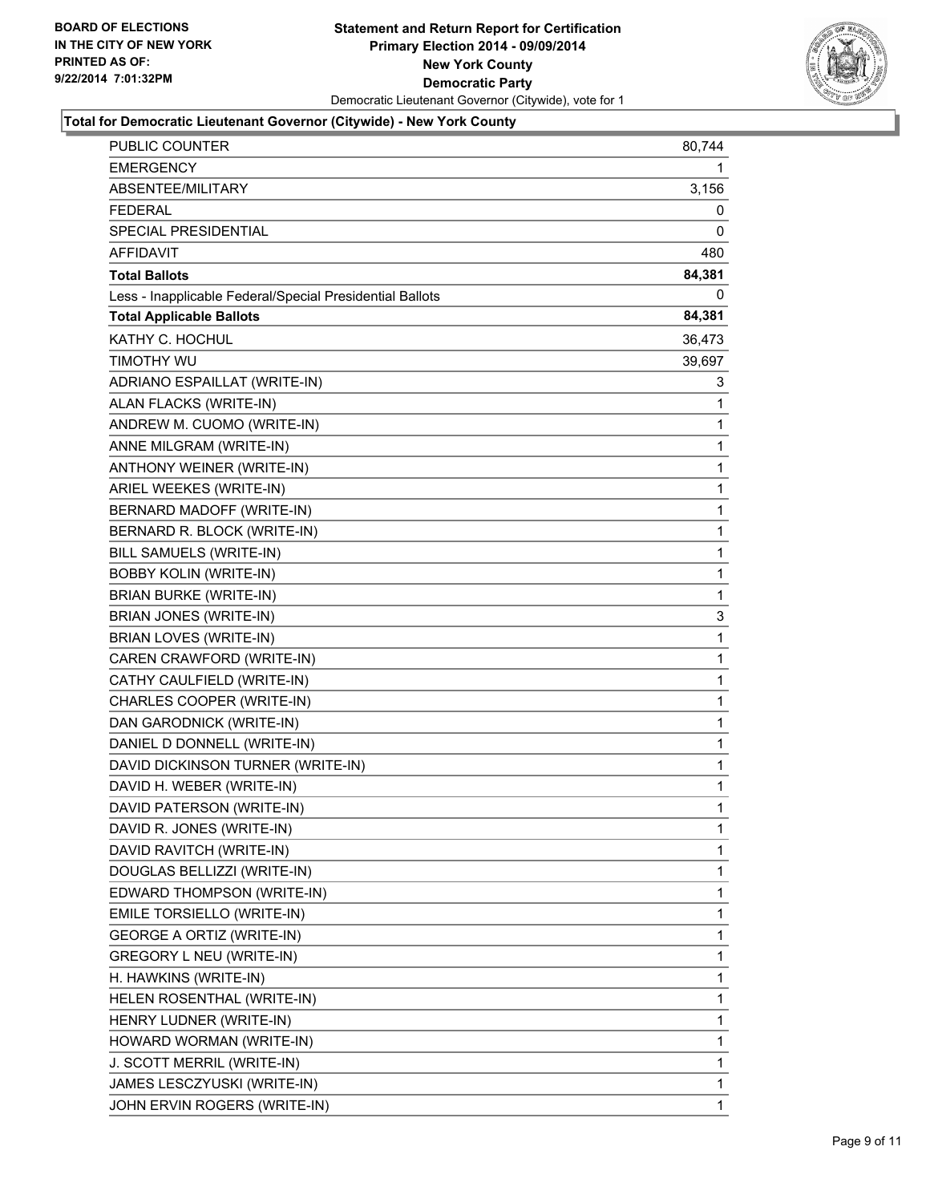**Statement and Return Report for Certification**
**Primary Election 2014 - 09/09/2014**
**New York County**
**Democratic Party**
Democratic Lieutenant Governor (Citywide), vote for 1

BOARD OF ELECTIONS
IN THE CITY OF NEW YORK
PRINTED AS OF:
9/22/2014 7:01:32PM

### Total for Democratic Lieutenant Governor (Citywide) - New York County

| | |
|---|---|
| PUBLIC COUNTER | 80,744 |
| EMERGENCY | 1 |
| ABSENTEE/MILITARY | 3,156 |
| FEDERAL | 0 |
| SPECIAL PRESIDENTIAL | 0 |
| AFFIDAVIT | 480 |
| **Total Ballots** | **84,381** |
| Less - Inapplicable Federal/Special Presidential Ballots | 0 |
| **Total Applicable Ballots** | **84,381** |
| KATHY C. HOCHUL | 36,473 |
| TIMOTHY WU | 39,697 |
| ADRIANO ESPAILLAT (WRITE-IN) | 3 |
| ALAN FLACKS (WRITE-IN) | 1 |
| ANDREW M. CUOMO (WRITE-IN) | 1 |
| ANNE MILGRAM (WRITE-IN) | 1 |
| ANTHONY WEINER (WRITE-IN) | 1 |
| ARIEL WEEKES (WRITE-IN) | 1 |
| BERNARD MADOFF (WRITE-IN) | 1 |
| BERNARD R. BLOCK (WRITE-IN) | 1 |
| BILL SAMUELS (WRITE-IN) | 1 |
| BOBBY KOLIN (WRITE-IN) | 1 |
| BRIAN BURKE (WRITE-IN) | 1 |
| BRIAN JONES (WRITE-IN) | 3 |
| BRIAN LOVES (WRITE-IN) | 1 |
| CAREN CRAWFORD (WRITE-IN) | 1 |
| CATHY CAULFIELD (WRITE-IN) | 1 |
| CHARLES COOPER (WRITE-IN) | 1 |
| DAN GARODNICK (WRITE-IN) | 1 |
| DANIEL D DONNELL (WRITE-IN) | 1 |
| DAVID DICKINSON TURNER (WRITE-IN) | 1 |
| DAVID H. WEBER (WRITE-IN) | 1 |
| DAVID PATERSON (WRITE-IN) | 1 |
| DAVID R. JONES (WRITE-IN) | 1 |
| DAVID RAVITCH (WRITE-IN) | 1 |
| DOUGLAS BELLIZZI (WRITE-IN) | 1 |
| EDWARD THOMPSON (WRITE-IN) | 1 |
| EMILE TORSIELLO (WRITE-IN) | 1 |
| GEORGE A ORTIZ (WRITE-IN) | 1 |
| GREGORY L NEU (WRITE-IN) | 1 |
| H. HAWKINS (WRITE-IN) | 1 |
| HELEN ROSENTHAL (WRITE-IN) | 1 |
| HENRY LUDNER (WRITE-IN) | 1 |
| HOWARD WORMAN (WRITE-IN) | 1 |
| J. SCOTT MERRIL (WRITE-IN) | 1 |
| JAMES LESCZYUSKI (WRITE-IN) | 1 |
| JOHN ERVIN ROGERS (WRITE-IN) | 1 |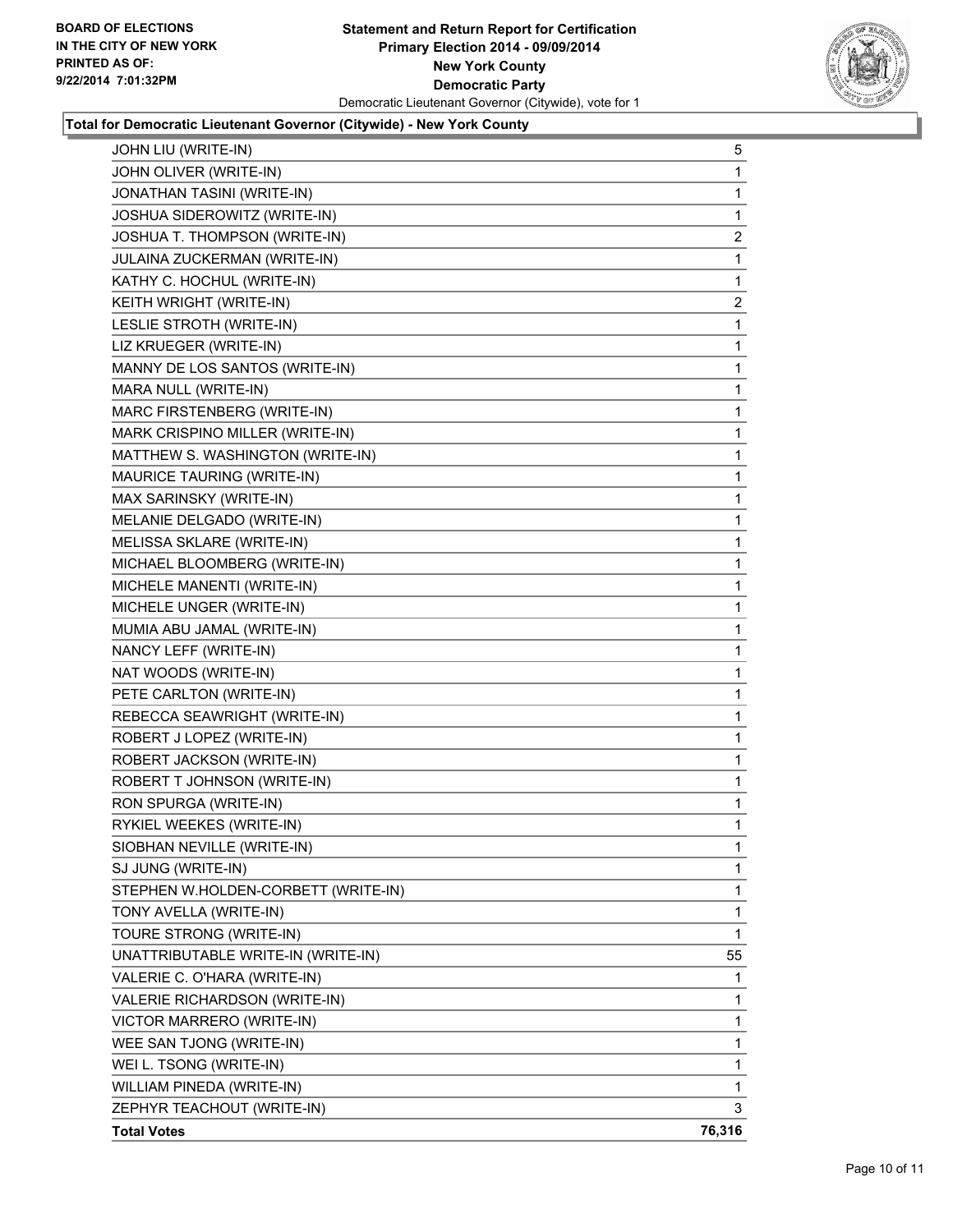### Total for Democratic Lieutenant Governor (Citywide) - New York County

| Candidate | Votes |
|---|---|
| JOHN LIU (WRITE-IN) | 5 |
| JOHN OLIVER (WRITE-IN) | 1 |
| JONATHAN TASINI (WRITE-IN) | 1 |
| JOSHUA SIDEROWITZ (WRITE-IN) | 1 |
| JOSHUA T. THOMPSON (WRITE-IN) | 2 |
| JULAINA ZUCKERMAN (WRITE-IN) | 1 |
| KATHY C. HOCHUL (WRITE-IN) | 1 |
| KEITH WRIGHT (WRITE-IN) | 2 |
| LESLIE STROTH (WRITE-IN) | 1 |
| LIZ KRUEGER (WRITE-IN) | 1 |
| MANNY DE LOS SANTOS (WRITE-IN) | 1 |
| MARA NULL (WRITE-IN) | 1 |
| MARC FIRSTENBERG (WRITE-IN) | 1 |
| MARK CRISPINO MILLER (WRITE-IN) | 1 |
| MATTHEW S. WASHINGTON (WRITE-IN) | 1 |
| MAURICE TAURING (WRITE-IN) | 1 |
| MAX SARINSKY (WRITE-IN) | 1 |
| MELANIE DELGADO (WRITE-IN) | 1 |
| MELISSA SKLARE (WRITE-IN) | 1 |
| MICHAEL BLOOMBERG (WRITE-IN) | 1 |
| MICHELE MANENTI (WRITE-IN) | 1 |
| MICHELE UNGER (WRITE-IN) | 1 |
| MUMIA ABU JAMAL (WRITE-IN) | 1 |
| NANCY LEFF (WRITE-IN) | 1 |
| NAT WOODS (WRITE-IN) | 1 |
| PETE CARLTON (WRITE-IN) | 1 |
| REBECCA SEAWRIGHT (WRITE-IN) | 1 |
| ROBERT J LOPEZ (WRITE-IN) | 1 |
| ROBERT JACKSON (WRITE-IN) | 1 |
| ROBERT T JOHNSON (WRITE-IN) | 1 |
| RON SPURGA (WRITE-IN) | 1 |
| RYKIEL WEEKES (WRITE-IN) | 1 |
| SIOBHAN NEVILLE (WRITE-IN) | 1 |
| SJ JUNG (WRITE-IN) | 1 |
| STEPHEN W.HOLDEN-CORBETT (WRITE-IN) | 1 |
| TONY AVELLA (WRITE-IN) | 1 |
| TOURE STRONG (WRITE-IN) | 1 |
| UNATTRIBUTABLE WRITE-IN (WRITE-IN) | 55 |
| VALERIE C. O'HARA (WRITE-IN) | 1 |
| VALERIE RICHARDSON (WRITE-IN) | 1 |
| VICTOR MARRERO (WRITE-IN) | 1 |
| WEE SAN TJONG (WRITE-IN) | 1 |
| WEI L. TSONG (WRITE-IN) | 1 |
| WILLIAM PINEDA (WRITE-IN) | 1 |
| ZEPHYR TEACHOUT (WRITE-IN) | 3 |
| **Total Votes** | **76,316** |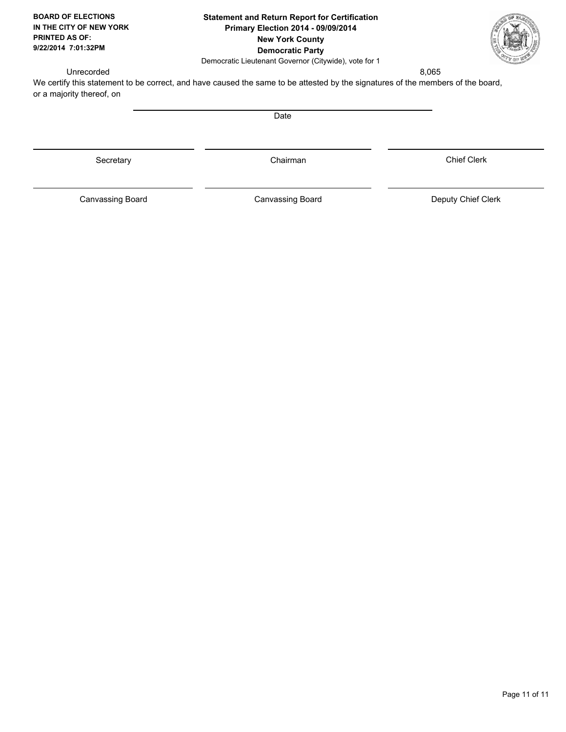| | |
|---|---|
| Unrecorded | 8,065 |

We certify this statement to be correct, and have caused the same to be attested by the signatures of the members of the board, or a majority thereof, on

Date

| | | |
|---|---|---|
| Secretary | Chairman | Chief Clerk |
| Canvassing Board | Canvassing Board | Deputy Chief Clerk |